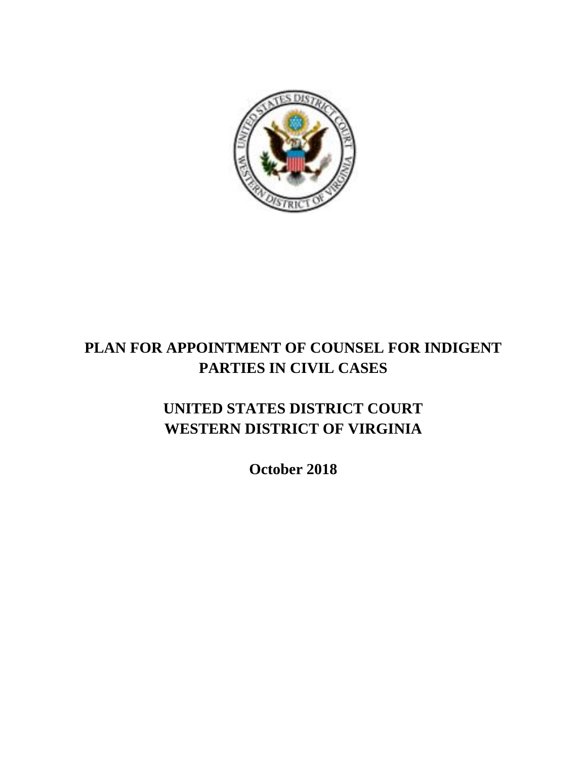# PLAN FOR APPOINTMENT OF COUNSEL FOR INDIGENT PARTIES IN CIVIL CASES

## UNITED STATES DISTRICT COURT
## WESTERN DISTRICT OF VIRGINIA

**October 2018**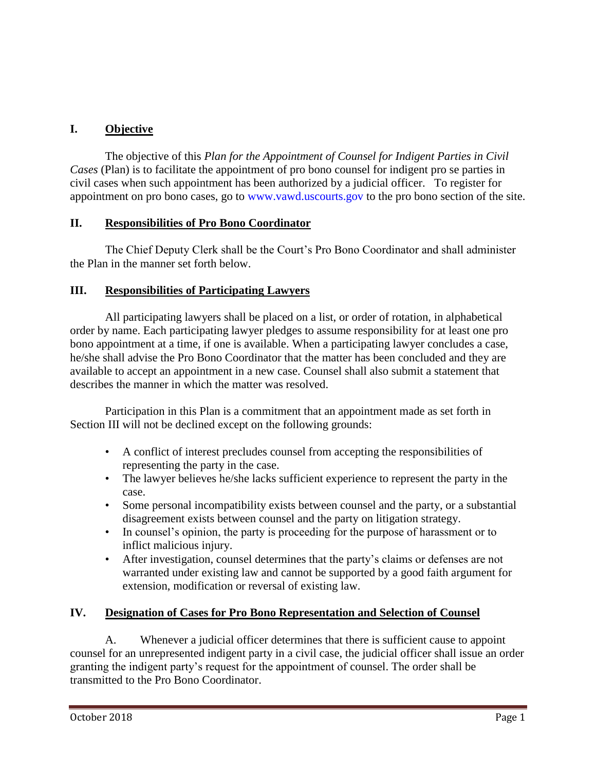## I. Objective

The objective of this *Plan for the Appointment of Counsel for Indigent Parties in Civil Cases* (Plan) is to facilitate the appointment of pro bono counsel for indigent pro se parties in civil cases when such appointment has been authorized by a judicial officer. To register for appointment on pro bono cases, go to www.vawd.uscourts.gov to the pro bono section of the site.

## II. Responsibilities of Pro Bono Coordinator

The Chief Deputy Clerk shall be the Court's Pro Bono Coordinator and shall administer the Plan in the manner set forth below.

## III. Responsibilities of Participating Lawyers

All participating lawyers shall be placed on a list, or order of rotation, in alphabetical order by name. Each participating lawyer pledges to assume responsibility for at least one pro bono appointment at a time, if one is available. When a participating lawyer concludes a case, he/she shall advise the Pro Bono Coordinator that the matter has been concluded and they are available to accept an appointment in a new case. Counsel shall also submit a statement that describes the manner in which the matter was resolved.

Participation in this Plan is a commitment that an appointment made as set forth in Section III will not be declined except on the following grounds:

- A conflict of interest precludes counsel from accepting the responsibilities of representing the party in the case.
- The lawyer believes he/she lacks sufficient experience to represent the party in the case.
- Some personal incompatibility exists between counsel and the party, or a substantial disagreement exists between counsel and the party on litigation strategy.
- In counsel's opinion, the party is proceeding for the purpose of harassment or to inflict malicious injury.
- After investigation, counsel determines that the party's claims or defenses are not warranted under existing law and cannot be supported by a good faith argument for extension, modification or reversal of existing law.

## IV. Designation of Cases for Pro Bono Representation and Selection of Counsel

A. Whenever a judicial officer determines that there is sufficient cause to appoint counsel for an unrepresented indigent party in a civil case, the judicial officer shall issue an order granting the indigent party's request for the appointment of counsel. The order shall be transmitted to the Pro Bono Coordinator.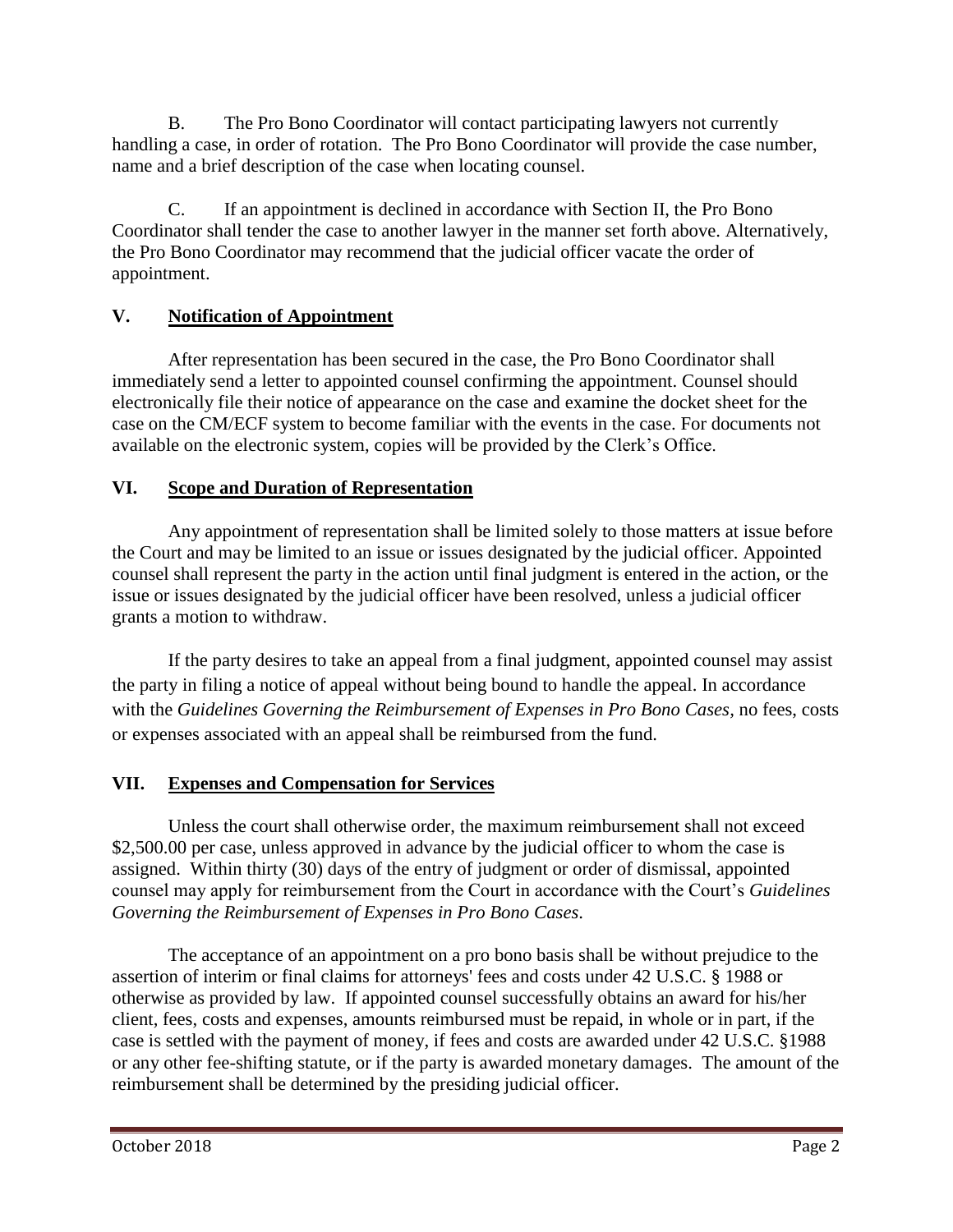B. The Pro Bono Coordinator will contact participating lawyers not currently handling a case, in order of rotation. The Pro Bono Coordinator will provide the case number, name and a brief description of the case when locating counsel.

C. If an appointment is declined in accordance with Section II, the Pro Bono Coordinator shall tender the case to another lawyer in the manner set forth above. Alternatively, the Pro Bono Coordinator may recommend that the judicial officer vacate the order of appointment.

## V. Notification of Appointment

After representation has been secured in the case, the Pro Bono Coordinator shall immediately send a letter to appointed counsel confirming the appointment. Counsel should electronically file their notice of appearance on the case and examine the docket sheet for the case on the CM/ECF system to become familiar with the events in the case. For documents not available on the electronic system, copies will be provided by the Clerk's Office.

## VI. Scope and Duration of Representation

Any appointment of representation shall be limited solely to those matters at issue before the Court and may be limited to an issue or issues designated by the judicial officer. Appointed counsel shall represent the party in the action until final judgment is entered in the action, or the issue or issues designated by the judicial officer have been resolved, unless a judicial officer grants a motion to withdraw.

If the party desires to take an appeal from a final judgment, appointed counsel may assist the party in filing a notice of appeal without being bound to handle the appeal. In accordance with the *Guidelines Governing the Reimbursement of Expenses in Pro Bono Cases*, no fees, costs or expenses associated with an appeal shall be reimbursed from the fund.

## VII. Expenses and Compensation for Services

Unless the court shall otherwise order, the maximum reimbursement shall not exceed $2,500.00 per case, unless approved in advance by the judicial officer to whom the case is assigned. Within thirty (30) days of the entry of judgment or order of dismissal, appointed counsel may apply for reimbursement from the Court in accordance with the Court's *Guidelines Governing the Reimbursement of Expenses in Pro Bono Cases*.

The acceptance of an appointment on a pro bono basis shall be without prejudice to the assertion of interim or final claims for attorneys' fees and costs under 42 U.S.C. § 1988 or otherwise as provided by law. If appointed counsel successfully obtains an award for his/her client, fees, costs and expenses, amounts reimbursed must be repaid, in whole or in part, if the case is settled with the payment of money, if fees and costs are awarded under 42 U.S.C. §1988 or any other fee-shifting statute, or if the party is awarded monetary damages. The amount of the reimbursement shall be determined by the presiding judicial officer.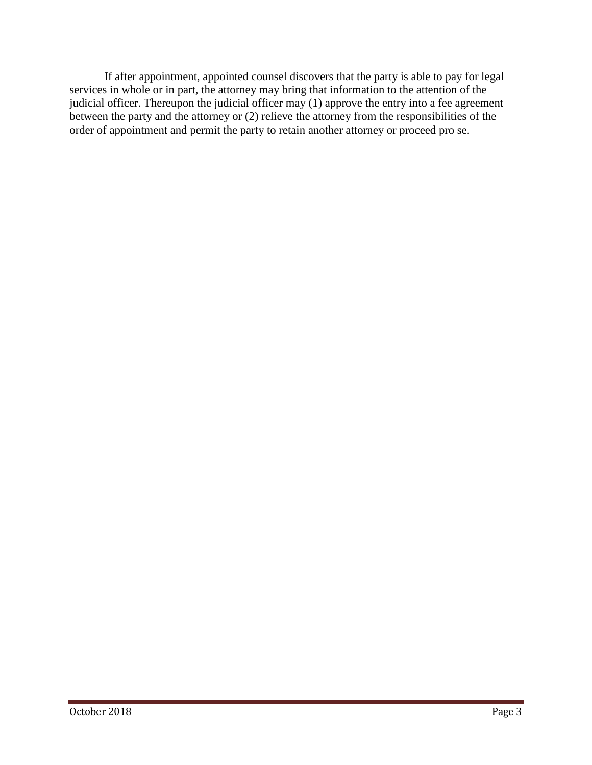If after appointment, appointed counsel discovers that the party is able to pay for legal services in whole or in part, the attorney may bring that information to the attention of the judicial officer. Thereupon the judicial officer may (1) approve the entry into a fee agreement between the party and the attorney or (2) relieve the attorney from the responsibilities of the order of appointment and permit the party to retain another attorney or proceed pro se.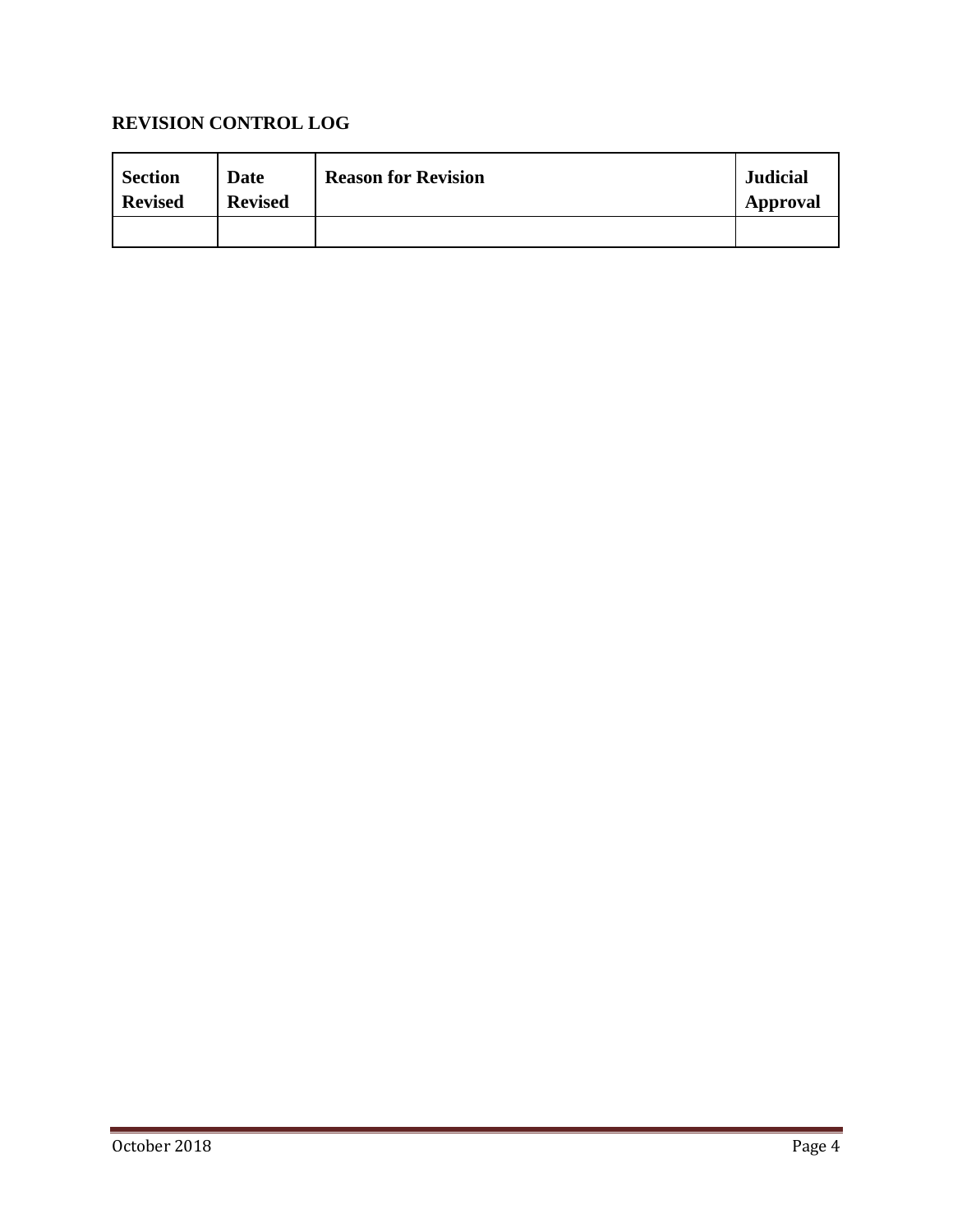**REVISION CONTROL LOG**

| Section Revised | Date Revised | Reason for Revision | Judicial Approval |
|---|---|---|---|
| | | | |